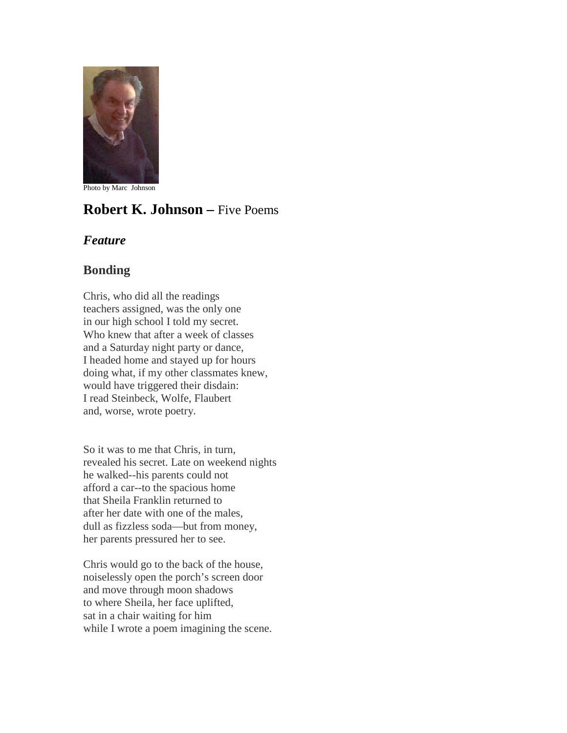Photo by Marc Johnson

# **Robert K. Johnson –** Five Poems

## ***Feature***

## Bonding

Chris, who did all the readings  
teachers assigned, was the only one  
in our high school I told my secret.  
Who knew that after a week of classes  
and a Saturday night party or dance,  
I headed home and stayed up for hours  
doing what, if my other classmates knew,  
would have triggered their disdain:  
I read Steinbeck, Wolfe, Flaubert  
and, worse, wrote poetry.

So it was to me that Chris, in turn,  
revealed his secret. Late on weekend nights  
he walked--his parents could not  
afford a car--to the spacious home  
that Sheila Franklin returned to  
after her date with one of the males,  
dull as fizzless soda—but from money,  
her parents pressured her to see.

Chris would go to the back of the house,  
noiselessly open the porch's screen door  
and move through moon shadows  
to where Sheila, her face uplifted,  
sat in a chair waiting for him  
while I wrote a poem imagining the scene.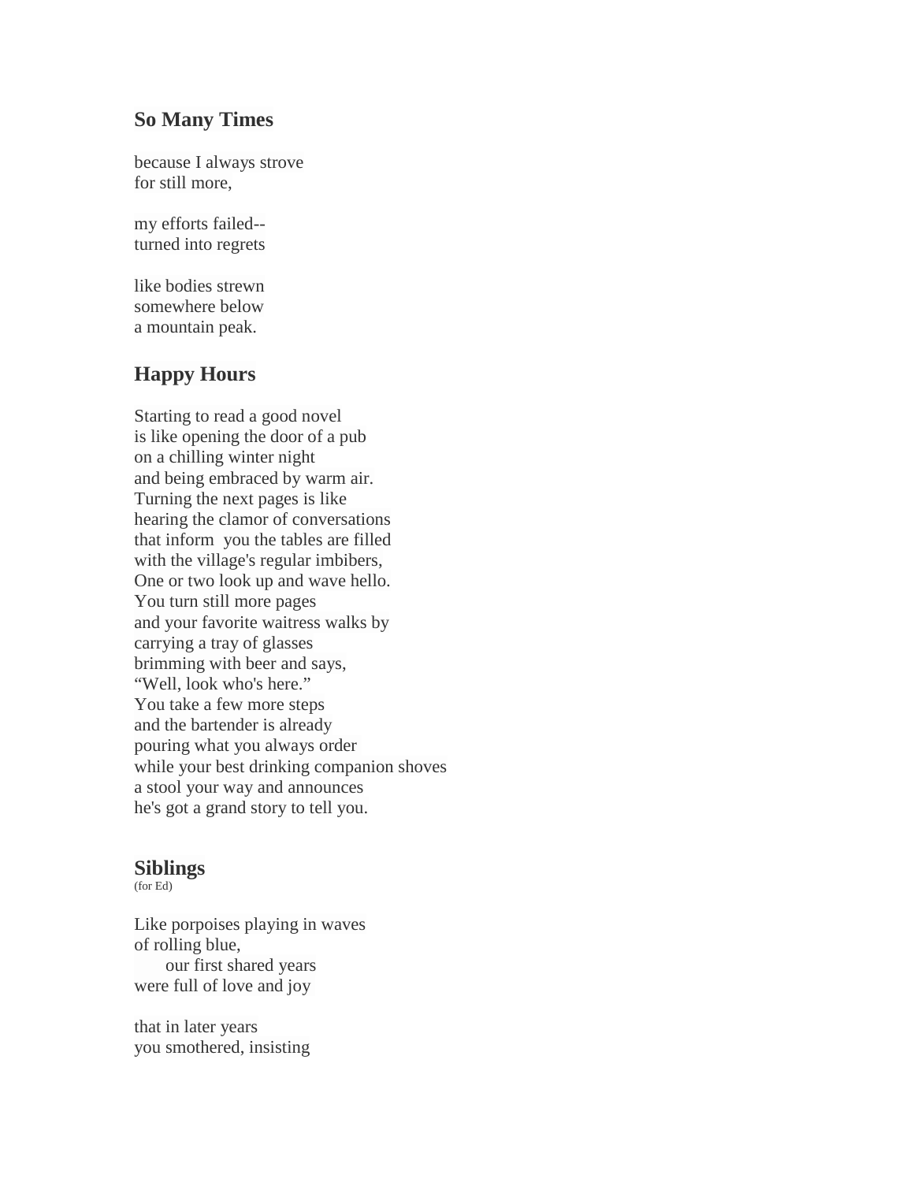## So Many Times

because I always strove
for still more,

my efforts failed--
turned into regrets

like bodies strewn
somewhere below
a mountain peak.

## Happy Hours

Starting to read a good novel
is like opening the door of a pub
on a chilling winter night
and being embraced by warm air.
Turning the next pages is like
hearing the clamor of conversations
that inform  you the tables are filled
with the village's regular imbibers,
One or two look up and wave hello.
You turn still more pages
and your favorite waitress walks by
carrying a tray of glasses
brimming with beer and says,
“Well, look who's here.”
You take a few more steps
and the bartender is already
pouring what you always order
while your best drinking companion shoves
a stool your way and announces
he's got a grand story to tell you.

## Siblings

(for Ed)

Like porpoises playing in waves
of rolling blue,
      our first shared years
were full of love and joy

that in later years
you smothered, insisting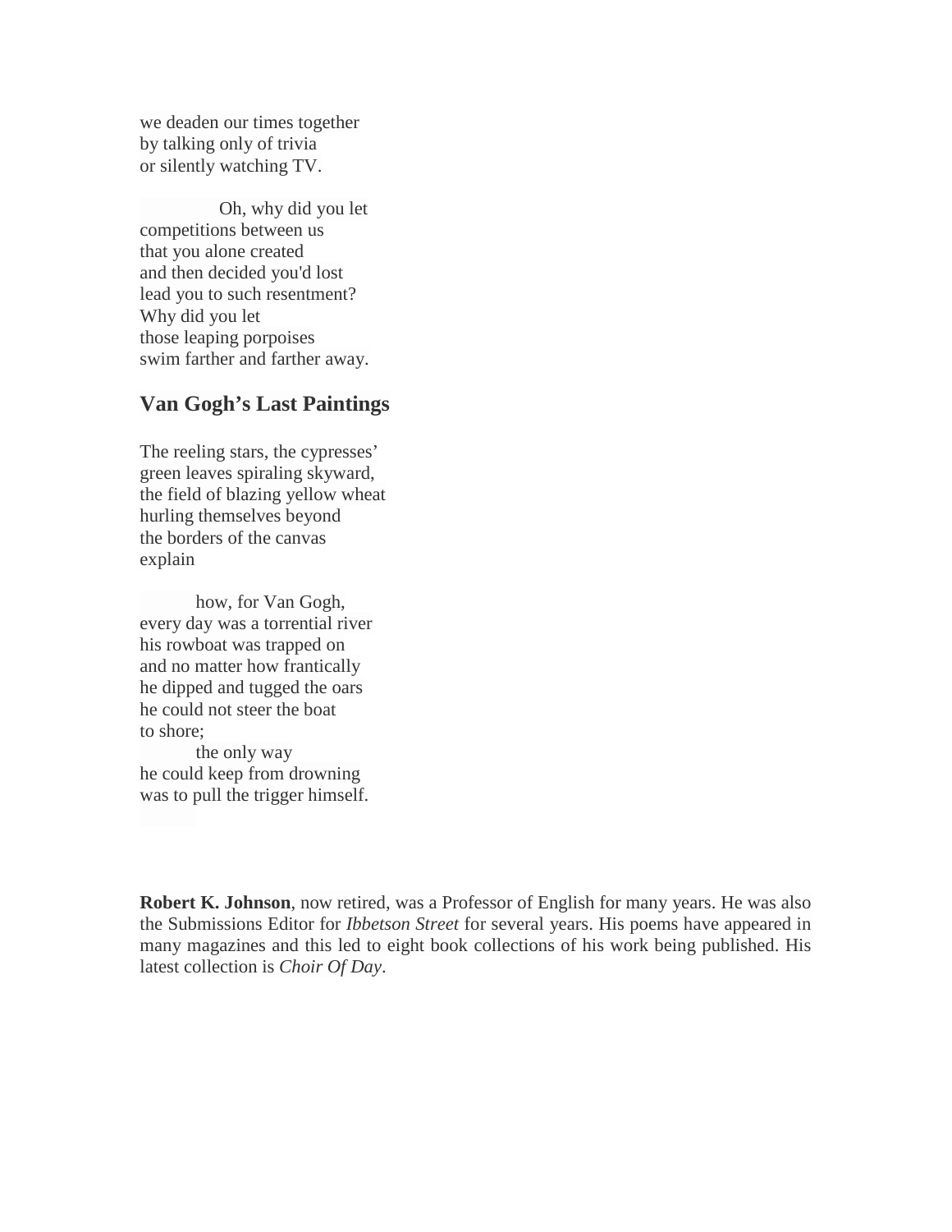we deaden our times together
by talking only of trivia
or silently watching TV.

Oh, why did you let
competitions between us
that you alone created
and then decided you'd lost
lead you to such resentment?
Why did you let
those leaping porpoises
swim farther and farther away.

## Van Gogh's Last Paintings

The reeling stars, the cypresses'
green leaves spiraling skyward,
the field of blazing yellow wheat
hurling themselves beyond
the borders of the canvas
explain

how, for Van Gogh,
every day was a torrential river
his rowboat was trapped on
and no matter how frantically
he dipped and tugged the oars
he could not steer the boat
to shore;
the only way
he could keep from drowning
was to pull the trigger himself.

**Robert K. Johnson**, now retired, was a Professor of English for many years. He was also the Submissions Editor for *Ibbetson Street* for several years. His poems have appeared in many magazines and this led to eight book collections of his work being published. His latest collection is *Choir Of Day*.